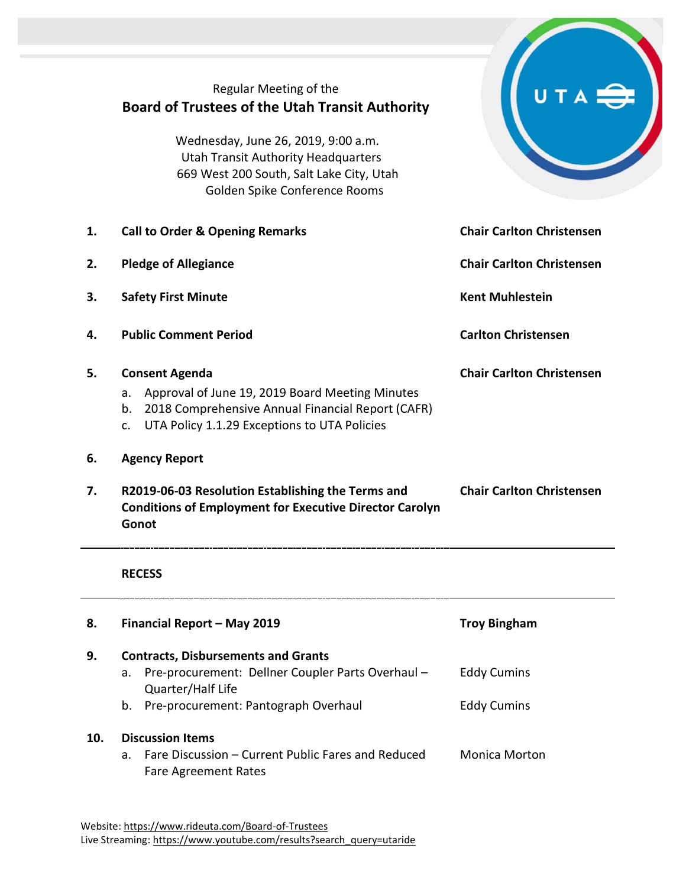Regular Meeting of the

# Board of Trustees of the Utah Transit Authority

Wednesday, June 26, 2019, 9:00 a.m.
Utah Transit Authority Headquarters
669 West 200 South, Salt Lake City, Utah
Golden Spike Conference Rooms

| | | |
|---|---|---|
| **1.** | **Call to Order & Opening Remarks** | **Chair Carlton Christensen** |
| **2.** | **Pledge of Allegiance** | **Chair Carlton Christensen** |
| **3.** | **Safety First Minute** | **Kent Muhlestein** |
| **4.** | **Public Comment Period** | **Carlton Christensen** |
| **5.** | **Consent Agenda**<br>a. Approval of June 19, 2019 Board Meeting Minutes<br>b. 2018 Comprehensive Annual Financial Report (CAFR)<br>c. UTA Policy 1.1.29 Exceptions to UTA Policies | **Chair Carlton Christensen** |
| **6.** | **Agency Report** | |
| **7.** | **R2019-06-03 Resolution Establishing the Terms and Conditions of Employment for Executive Director Carolyn Gonot** | **Chair Carlton Christensen** |

---

**RECESS**

---

| | | |
|---|---|---|
| **8.** | **Financial Report – May 2019** | **Troy Bingham** |
| **9.** | **Contracts, Disbursements and Grants** | |
| | a. Pre-procurement: Dellner Coupler Parts Overhaul – Quarter/Half Life | Eddy Cumins |
| | b. Pre-procurement: Pantograph Overhaul | Eddy Cumins |
| **10.** | **Discussion Items** | |
| | a. Fare Discussion – Current Public Fares and Reduced Fare Agreement Rates | Monica Morton |

Website: https://www.rideuta.com/Board-of-Trustees
Live Streaming: https://www.youtube.com/results?search_query=utaride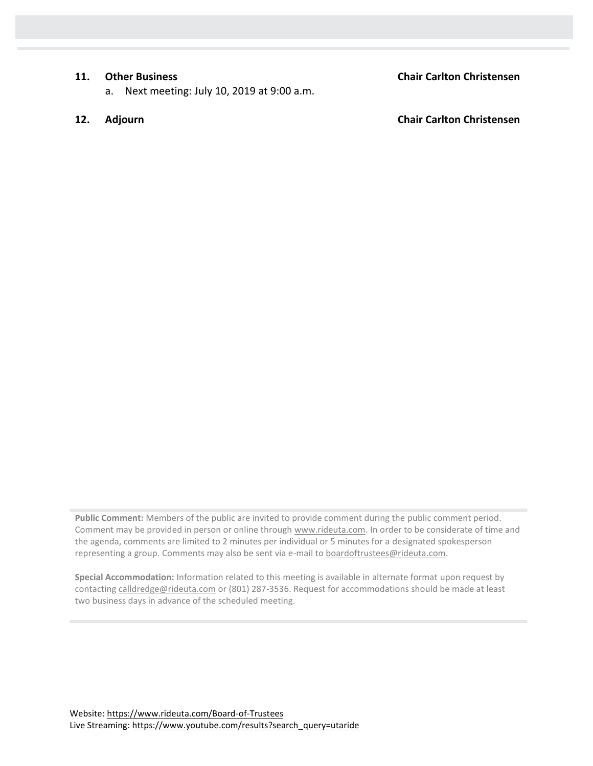**11. Other Business** **Chair Carlton Christensen**

a. Next meeting: July 10, 2019 at 9:00 a.m.

**12. Adjourn** **Chair Carlton Christensen**

**Public Comment:** Members of the public are invited to provide comment during the public comment period. Comment may be provided in person or online through www.rideuta.com. In order to be considerate of time and the agenda, comments are limited to 2 minutes per individual or 5 minutes for a designated spokesperson representing a group. Comments may also be sent via e-mail to boardoftrustees@rideuta.com.

**Special Accommodation:** Information related to this meeting is available in alternate format upon request by contacting calldredge@rideuta.com or (801) 287-3536. Request for accommodations should be made at least two business days in advance of the scheduled meeting.

Website: https://www.rideuta.com/Board-of-Trustees
Live Streaming: https://www.youtube.com/results?search_query=utaride